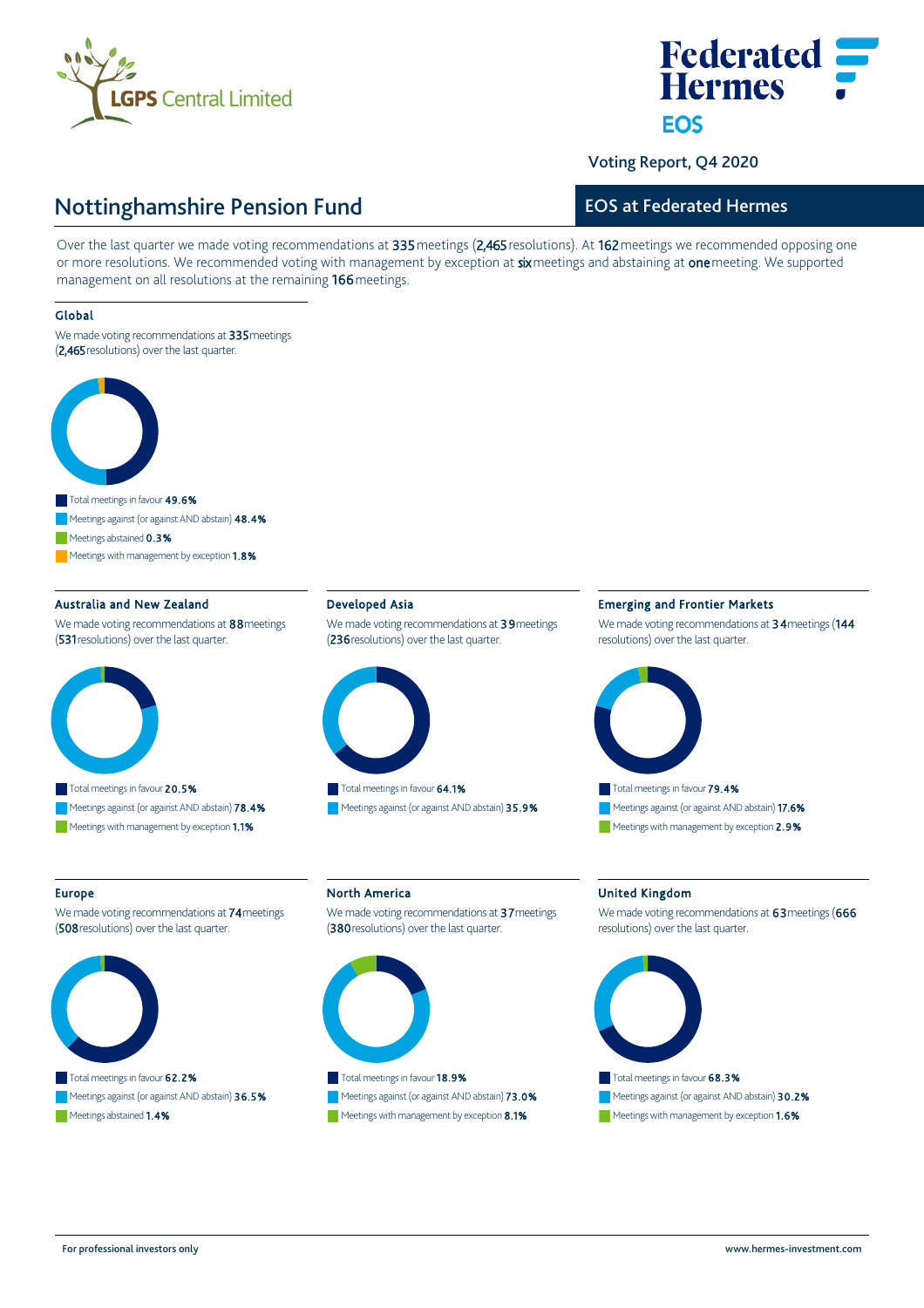Voting Report, Q4 2020

# Nottinghamshire Pension Fund

## EOS at Federated Hermes

Over the last quarter we made voting recommendations at 335 meetings (2,465 resolutions). At 162 meetings we recommended opposing one or more resolutions. We recommended voting with management by exception at six meetings and abstaining at one meeting. We supported management on all resolutions at the remaining 166 meetings.

### Global

We made voting recommendations at 335 meetings (2,465 resolutions) over the last quarter.

- Total meetings in favour **49.6%**
- Meetings against (or against AND abstain) **48.4%**
- Meetings abstained **0.3%**
- Meetings with management by exception **1.8%**

### Australia and New Zealand

We made voting recommendations at 88 meetings (531 resolutions) over the last quarter.

- Total meetings in favour **20.5%**
- Meetings against (or against AND abstain) **78.4%**
- Meetings with management by exception **1.1%**

### Developed Asia

We made voting recommendations at 39 meetings (236 resolutions) over the last quarter.

- Total meetings in favour **64.1%**
- Meetings against (or against AND abstain) **35.9%**

### Emerging and Frontier Markets

We made voting recommendations at 34 meetings (144 resolutions) over the last quarter.

- Total meetings in favour **79.4%**
- Meetings against (or against AND abstain) **17.6%**
- Meetings with management by exception **2.9%**

### Europe

We made voting recommendations at 74 meetings (508 resolutions) over the last quarter.

- Total meetings in favour **62.2%**
- Meetings against (or against AND abstain) **36.5%**
- Meetings abstained **1.4%**

### North America

We made voting recommendations at 37 meetings (380 resolutions) over the last quarter.

- Total meetings in favour **18.9%**
- Meetings against (or against AND abstain) **73.0%**
- Meetings with management by exception **8.1%**

### United Kingdom

We made voting recommendations at 63 meetings (666 resolutions) over the last quarter.

- Total meetings in favour **68.3%**
- Meetings against (or against AND abstain) **30.2%**
- Meetings with management by exception **1.6%**

For professional investors only

www.hermes-investment.com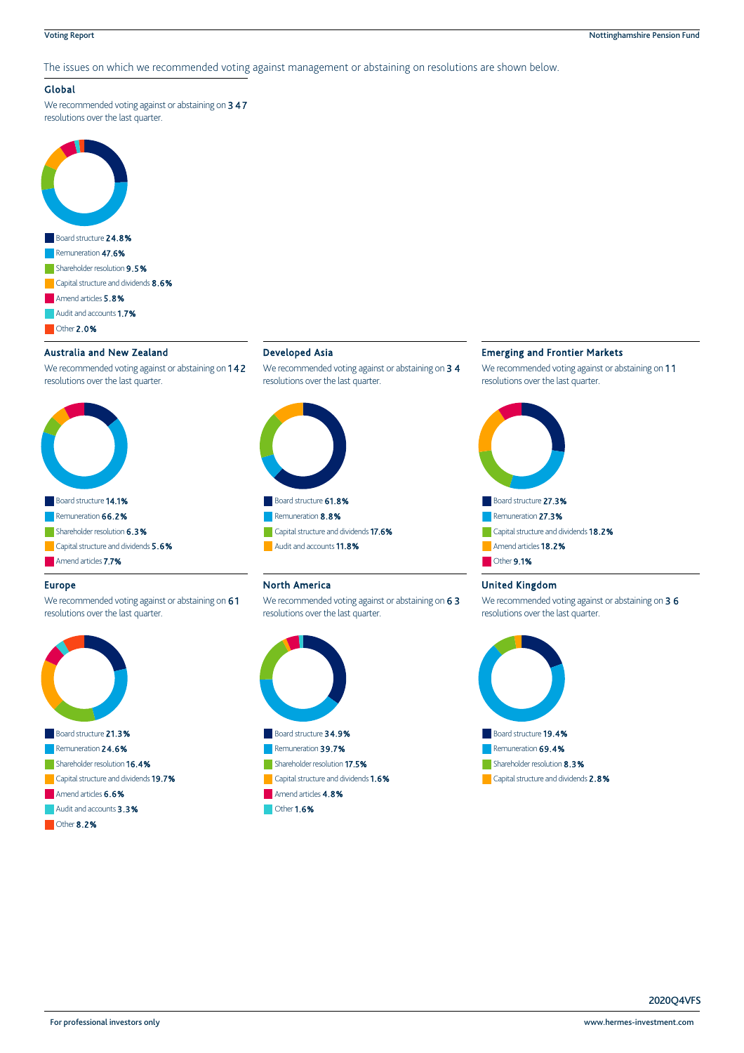The issues on which we recommended voting against management or abstaining on resolutions are shown below.

## Global

We recommended voting against or abstaining on 347 resolutions over the last quarter.

- Board structure **24.8%**
- Remuneration **47.6%**
- Shareholder resolution **9.5%**
- Capital structure and dividends **8.6%**
- Amend articles **5.8%**
- Audit and accounts **1.7%**
- Other **2.0%**

## Australia and New Zealand

We recommended voting against or abstaining on 142 resolutions over the last quarter.

- Board structure **14.1%**
- Remuneration **66.2%**
- Shareholder resolution **6.3%**
- Capital structure and dividends **5.6%**
- Amend articles **7.7%**

## Developed Asia

We recommended voting against or abstaining on 34 resolutions over the last quarter.

- Board structure **61.8%**
- Remuneration **8.8%**
- Capital structure and dividends **17.6%**
- Audit and accounts **11.8%**

## Emerging and Frontier Markets

We recommended voting against or abstaining on 11 resolutions over the last quarter.

- Board structure **27.3%**
- Remuneration **27.3%**
- Capital structure and dividends **18.2%**
- Amend articles **18.2%**
- Other **9.1%**

## Europe

We recommended voting against or abstaining on 61 resolutions over the last quarter.

- Board structure **21.3%**
- Remuneration **24.6%**
- Shareholder resolution **16.4%**
- Capital structure and dividends **19.7%**
- Amend articles **6.6%**
- Audit and accounts **3.3%**
- Other **8.2%**

## North America

We recommended voting against or abstaining on 63 resolutions over the last quarter.

- Board structure **34.9%**
- Remuneration **39.7%**
- Shareholder resolution **17.5%**
- Capital structure and dividends **1.6%**
- Amend articles **4.8%**
- Other **1.6%**

## United Kingdom

We recommended voting against or abstaining on 36 resolutions over the last quarter.

- Board structure **19.4%**
- Remuneration **69.4%**
- Shareholder resolution **8.3%**
- Capital structure and dividends **2.8%**

2020Q4VFS